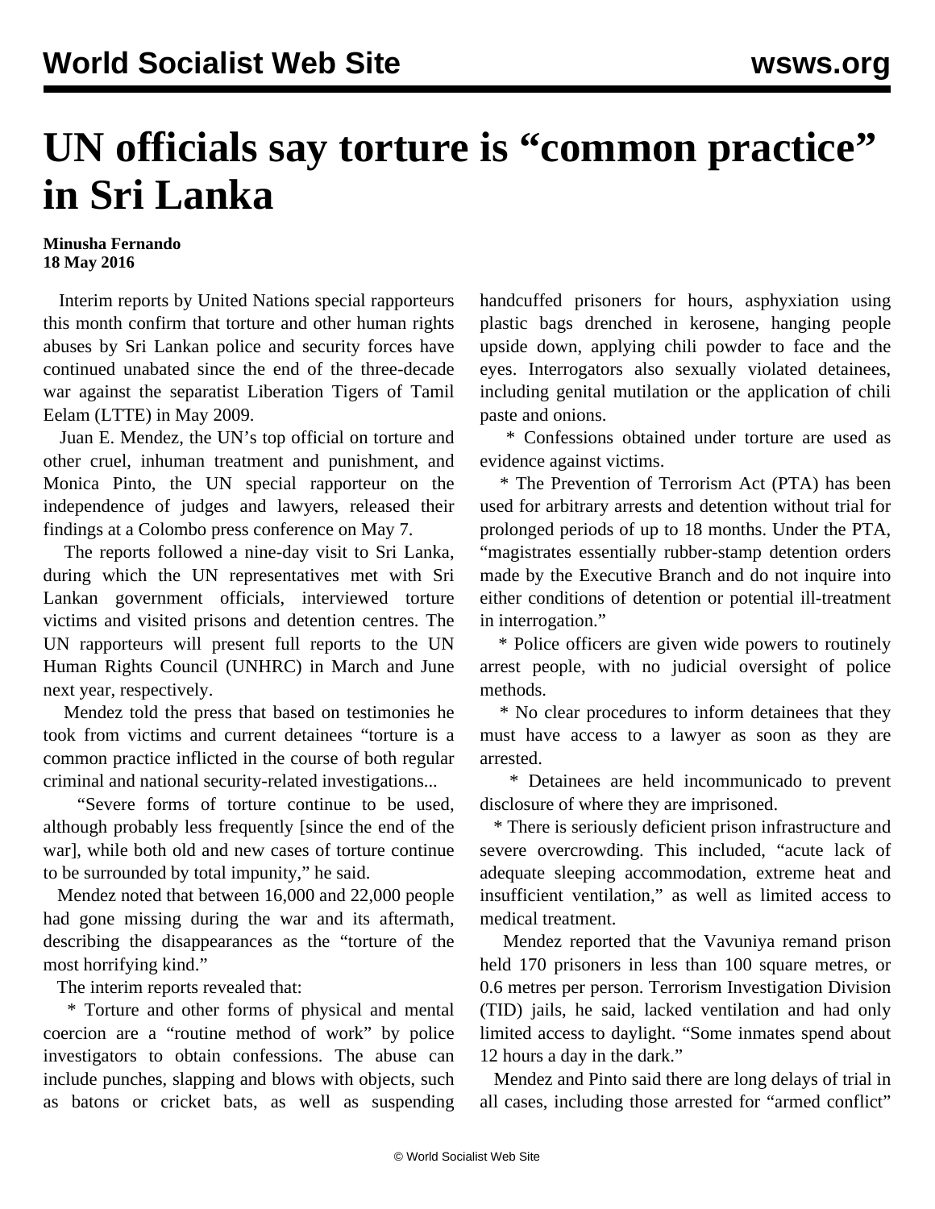# UN officials say torture is “common practice” in Sri Lanka

**Minusha Fernando**
**18 May 2016**

Interim reports by United Nations special rapporteurs this month confirm that torture and other human rights abuses by Sri Lankan police and security forces have continued unabated since the end of the three-decade war against the separatist Liberation Tigers of Tamil Eelam (LTTE) in May 2009.

Juan E. Mendez, the UN’s top official on torture and other cruel, inhuman treatment and punishment, and Monica Pinto, the UN special rapporteur on the independence of judges and lawyers, released their findings at a Colombo press conference on May 7.

The reports followed a nine-day visit to Sri Lanka, during which the UN representatives met with Sri Lankan government officials, interviewed torture victims and visited prisons and detention centres. The UN rapporteurs will present full reports to the UN Human Rights Council (UNHRC) in March and June next year, respectively.

Mendez told the press that based on testimonies he took from victims and current detainees “torture is a common practice inflicted in the course of both regular criminal and national security-related investigations...

“Severe forms of torture continue to be used, although probably less frequently [since the end of the war], while both old and new cases of torture continue to be surrounded by total impunity,” he said.

Mendez noted that between 16,000 and 22,000 people had gone missing during the war and its aftermath, describing the disappearances as the “torture of the most horrifying kind.”

The interim reports revealed that:

* Torture and other forms of physical and mental coercion are a “routine method of work” by police investigators to obtain confessions. The abuse can include punches, slapping and blows with objects, such as batons or cricket bats, as well as suspending handcuffed prisoners for hours, asphyxiation using plastic bags drenched in kerosene, hanging people upside down, applying chili powder to face and the eyes. Interrogators also sexually violated detainees, including genital mutilation or the application of chili paste and onions.

* Confessions obtained under torture are used as evidence against victims.

* The Prevention of Terrorism Act (PTA) has been used for arbitrary arrests and detention without trial for prolonged periods of up to 18 months. Under the PTA, “magistrates essentially rubber-stamp detention orders made by the Executive Branch and do not inquire into either conditions of detention or potential ill-treatment in interrogation.”

* Police officers are given wide powers to routinely arrest people, with no judicial oversight of police methods.

* No clear procedures to inform detainees that they must have access to a lawyer as soon as they are arrested.

* Detainees are held incommunicado to prevent disclosure of where they are imprisoned.

* There is seriously deficient prison infrastructure and severe overcrowding. This included, “acute lack of adequate sleeping accommodation, extreme heat and insufficient ventilation,” as well as limited access to medical treatment.

Mendez reported that the Vavuniya remand prison held 170 prisoners in less than 100 square metres, or 0.6 metres per person. Terrorism Investigation Division (TID) jails, he said, lacked ventilation and had only limited access to daylight. “Some inmates spend about 12 hours a day in the dark.”

Mendez and Pinto said there are long delays of trial in all cases, including those arrested for “armed conflict”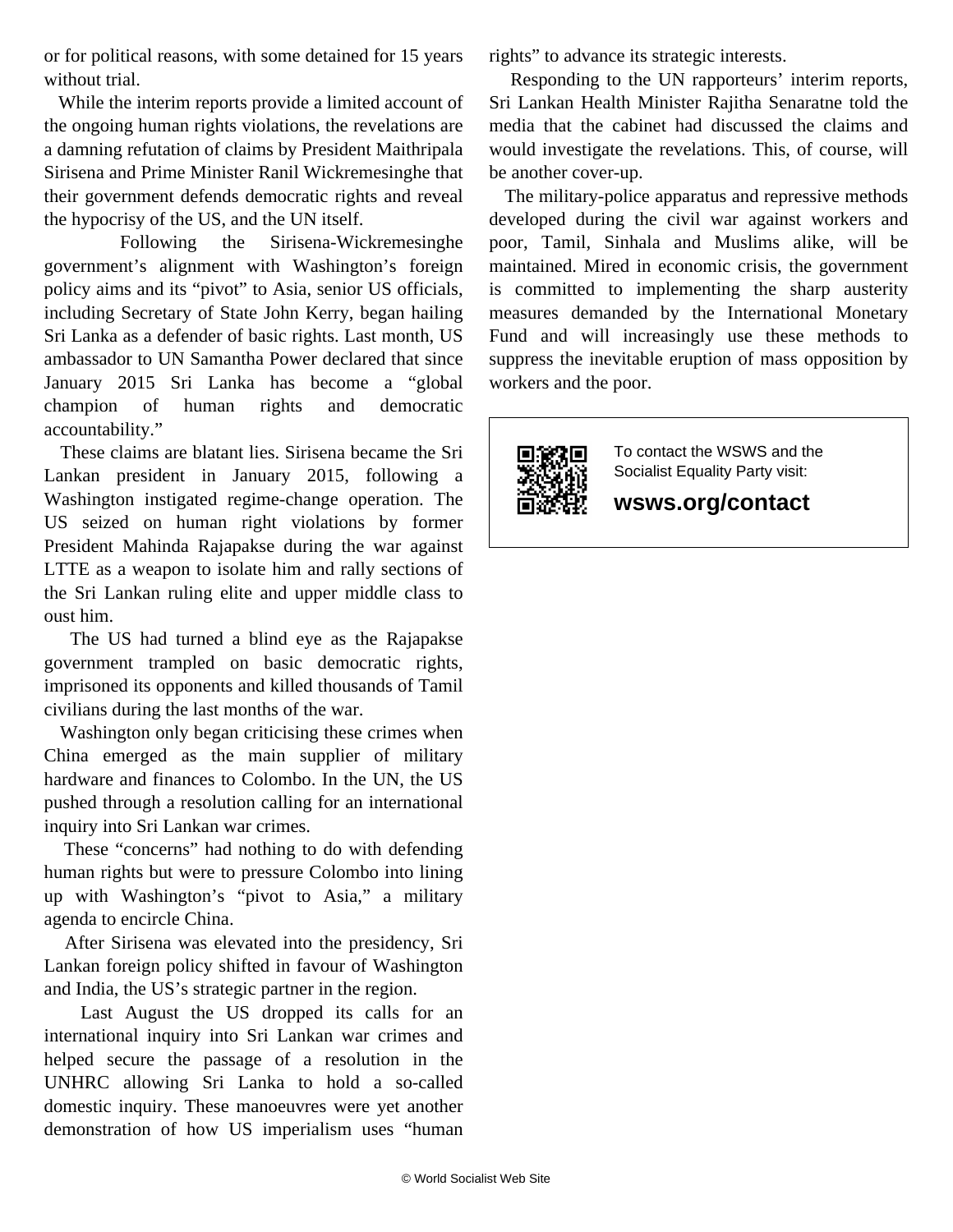or for political reasons, with some detained for 15 years without trial.

While the interim reports provide a limited account of the ongoing human rights violations, the revelations are a damning refutation of claims by President Maithripala Sirisena and Prime Minister Ranil Wickremesinghe that their government defends democratic rights and reveal the hypocrisy of the US, and the UN itself.

Following the Sirisena-Wickremesinghe government's alignment with Washington's foreign policy aims and its "pivot" to Asia, senior US officials, including Secretary of State John Kerry, began hailing Sri Lanka as a defender of basic rights. Last month, US ambassador to UN Samantha Power declared that since January 2015 Sri Lanka has become a "global champion of human rights and democratic accountability."

These claims are blatant lies. Sirisena became the Sri Lankan president in January 2015, following a Washington instigated regime-change operation. The US seized on human right violations by former President Mahinda Rajapakse during the war against LTTE as a weapon to isolate him and rally sections of the Sri Lankan ruling elite and upper middle class to oust him.

The US had turned a blind eye as the Rajapakse government trampled on basic democratic rights, imprisoned its opponents and killed thousands of Tamil civilians during the last months of the war.

Washington only began criticising these crimes when China emerged as the main supplier of military hardware and finances to Colombo. In the UN, the US pushed through a resolution calling for an international inquiry into Sri Lankan war crimes.

These "concerns" had nothing to do with defending human rights but were to pressure Colombo into lining up with Washington's "pivot to Asia," a military agenda to encircle China.

After Sirisena was elevated into the presidency, Sri Lankan foreign policy shifted in favour of Washington and India, the US's strategic partner in the region.

Last August the US dropped its calls for an international inquiry into Sri Lankan war crimes and helped secure the passage of a resolution in the UNHRC allowing Sri Lanka to hold a so-called domestic inquiry. These manoeuvres were yet another demonstration of how US imperialism uses "human rights" to advance its strategic interests.

Responding to the UN rapporteurs' interim reports, Sri Lankan Health Minister Rajitha Senaratne told the media that the cabinet had discussed the claims and would investigate the revelations. This, of course, will be another cover-up.

The military-police apparatus and repressive methods developed during the civil war against workers and poor, Tamil, Sinhala and Muslims alike, will be maintained. Mired in economic crisis, the government is committed to implementing the sharp austerity measures demanded by the International Monetary Fund and will increasingly use these methods to suppress the inevitable eruption of mass opposition by workers and the poor.

To contact the WSWS and the Socialist Equality Party visit:

**wsws.org/contact**